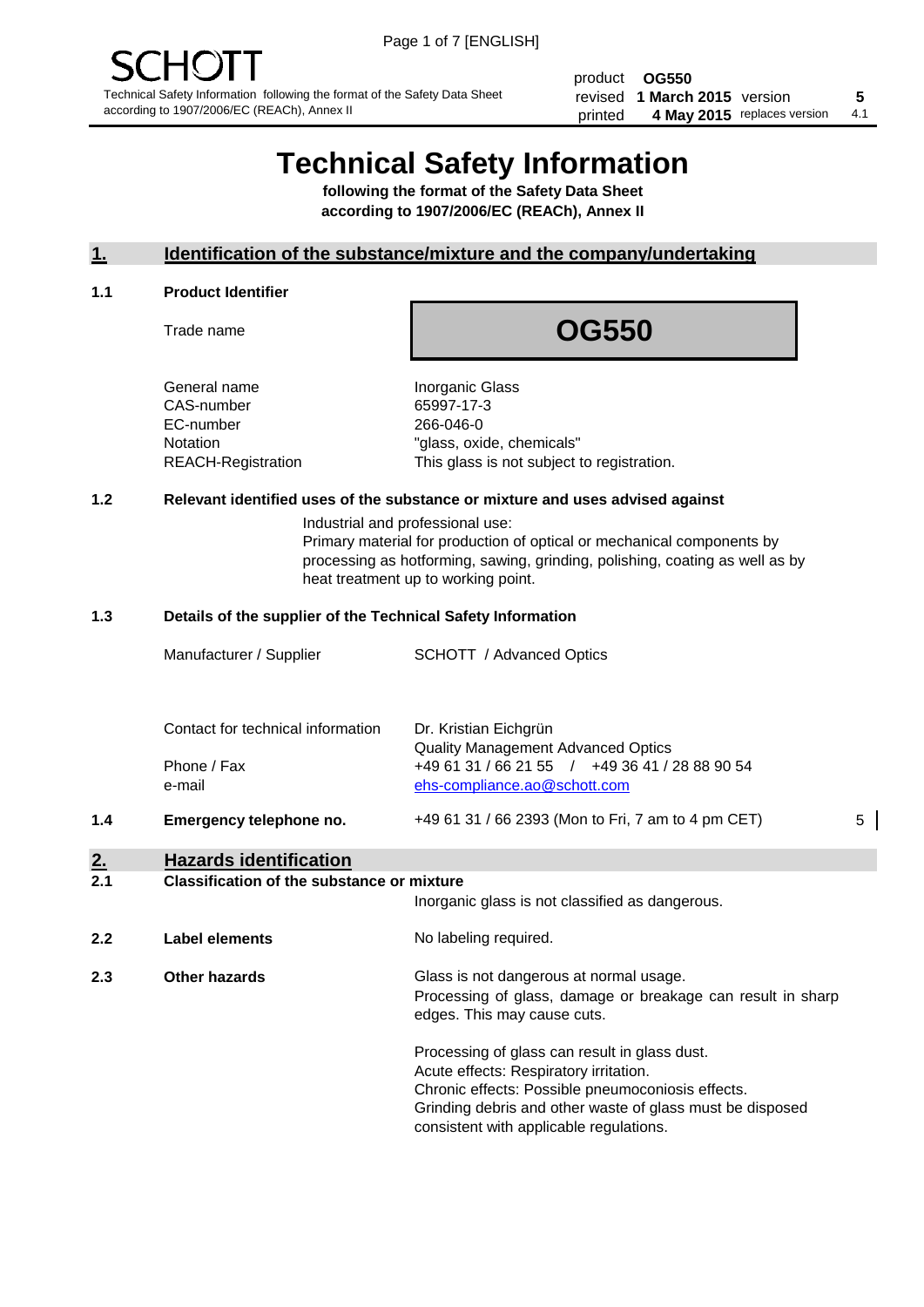SCHOTT

Technical Safety Information following the format of the Safety Data Sheet according to 1907/2006/EC (REACh), Annex II

| | | | |
|---|---|---|---|
| product | OG550 | | |
| revised | 1 March 2015 | version | 5 |
| printed | 4 May 2015 | replaces version | 4.1 |

# Technical Safety Information

**following the format of the Safety Data Sheet according to 1907/2006/EC (REACh), Annex II**

## 1. Identification of the substance/mixture and the company/undertaking

### 1.1 Product Identifier

| | |
|---|---|
| Trade name | **OG550** |
| General name | Inorganic Glass |
| CAS-number | 65997-17-3 |
| EC-number | 266-046-0 |
| Notation | "glass, oxide, chemicals" |
| REACH-Registration | This glass is not subject to registration. |

### 1.2 Relevant identified uses of the substance or mixture and uses advised against

Industrial and professional use:
Primary material for production of optical or mechanical components by processing as hotforming, sawing, grinding, polishing, coating as well as by heat treatment up to working point.

### 1.3 Details of the supplier of the Technical Safety Information

| | |
|---|---|
| Manufacturer / Supplier | SCHOTT / Advanced Optics |
| Contact for technical information | Dr. Kristian Eichgrün<br>Quality Management Advanced Optics |
| Phone / Fax | +49 61 31 / 66 21 55 / +49 36 41 / 28 88 90 54 |
| e-mail | ehs-compliance.ao@schott.com |

### 1.4 Emergency telephone no.

+49 61 31 / 66 2393 (Mon to Fri, 7 am to 4 pm CET) 5

## 2. Hazards identification

### 2.1 Classification of the substance or mixture

Inorganic glass is not classified as dangerous.

### 2.2 Label elements

No labeling required.

### 2.3 Other hazards

Glass is not dangerous at normal usage.
Processing of glass, damage or breakage can result in sharp edges. This may cause cuts.

Processing of glass can result in glass dust.
Acute effects: Respiratory irritation.
Chronic effects: Possible pneumoconiosis effects.
Grinding debris and other waste of glass must be disposed consistent with applicable regulations.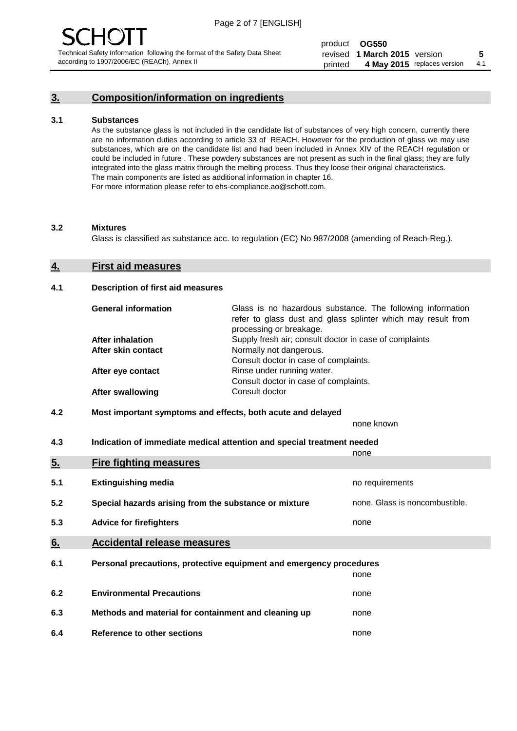## 3. Composition/information on ingredients

### 3.1 Substances

As the substance glass is not included in the candidate list of substances of very high concern, currently there are no information duties according to article 33 of REACH. However for the production of glass we may use substances, which are on the candidate list and had been included in Annex XIV of the REACH regulation or could be included in future . These powdery substances are not present as such in the final glass; they are fully integrated into the glass matrix through the melting process. Thus they loose their original characteristics.
The main components are listed as additional information in chapter 16.
For more information please refer to ehs-compliance.ao@schott.com.

### 3.2 Mixtures

Glass is classified as substance acc. to regulation (EC) No 987/2008 (amending of Reach-Reg.).

## 4. First aid measures

### 4.1 Description of first aid measures

| | |
|---|---|
| **General information** | Glass is no hazardous substance. The following information refer to glass dust and glass splinter which may result from processing or breakage. |
| **After inhalation** | Supply fresh air; consult doctor in case of complaints |
| **After skin contact** | Normally not dangerous. Consult doctor in case of complaints. |
| **After eye contact** | Rinse under running water. Consult doctor in case of complaints. |
| **After swallowing** | Consult doctor |

### 4.2 Most important symptoms and effects, both acute and delayed

none known

### 4.3 Indication of immediate medical attention and special treatment needed

none

## 5. Fire fighting measures

| | | |
|---|---|---|
| **5.1** | **Extinguishing media** | no requirements |
| **5.2** | **Special hazards arising from the substance or mixture** | none. Glass is noncombustible. |
| **5.3** | **Advice for firefighters** | none |

## 6. Accidental release measures

| | | |
|---|---|---|
| **6.1** | **Personal precautions, protective equipment and emergency procedures** | none |
| **6.2** | **Environmental Precautions** | none |
| **6.3** | **Methods and material for containment and cleaning up** | none |
| **6.4** | **Reference to other sections** | none |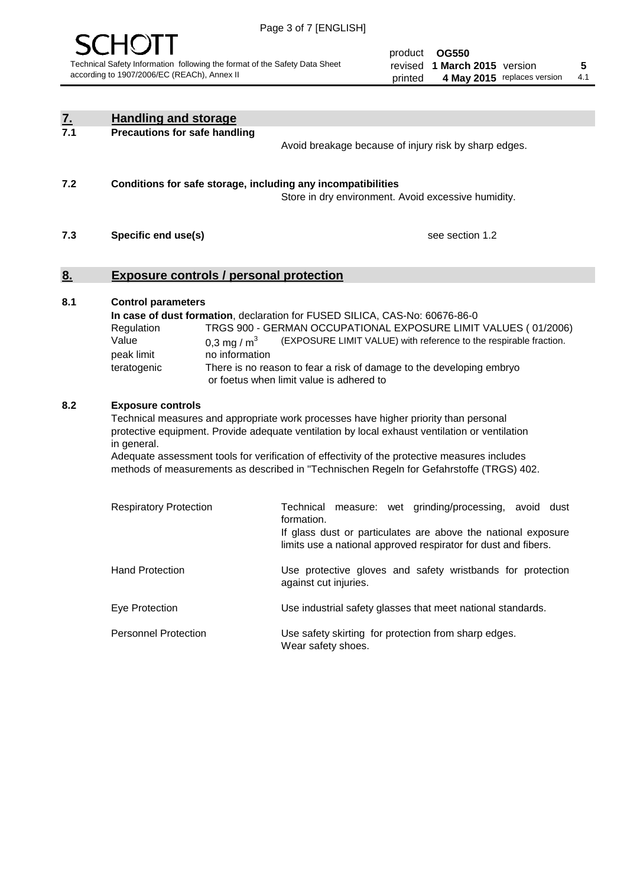## 7. Handling and storage

### 7.1 Precautions for safe handling

Avoid breakage because of injury risk by sharp edges.

### 7.2 Conditions for safe storage, including any incompatibilities

Store in dry environment. Avoid excessive humidity.

### 7.3 Specific end use(s)

see section 1.2

## 8. Exposure controls / personal protection

### 8.1 Control parameters

**In case of dust formation**, declaration for FUSED SILICA, CAS-No: 60676-86-0

| | |
|---|---|
| Regulation | TRGS 900 - GERMAN OCCUPATIONAL EXPOSURE LIMIT VALUES ( 01/2006) |
| Value | 0,3 mg / $m^3$ (EXPOSURE LIMIT VALUE) with reference to the respirable fraction. |
| peak limit | no information |
| teratogenic | There is no reason to fear a risk of damage to the developing embryo or foetus when limit value is adhered to |

### 8.2 Exposure controls

Technical measures and appropriate work processes have higher priority than personal protective equipment. Provide adequate ventilation by local exhaust ventilation or ventilation in general.

Adequate assessment tools for verification of effectivity of the protective measures includes methods of measurements as described in "Technischen Regeln for Gefahrstoffe (TRGS) 402.

| | |
|---|---|
| Respiratory Protection | Technical measure: wet grinding/processing, avoid dust formation. If glass dust or particulates are above the national exposure limits use a national approved respirator for dust and fibers. |
| Hand Protection | Use protective gloves and safety wristbands for protection against cut injuries. |
| Eye Protection | Use industrial safety glasses that meet national standards. |
| Personnel Protection | Use safety skirting for protection from sharp edges. Wear safety shoes. |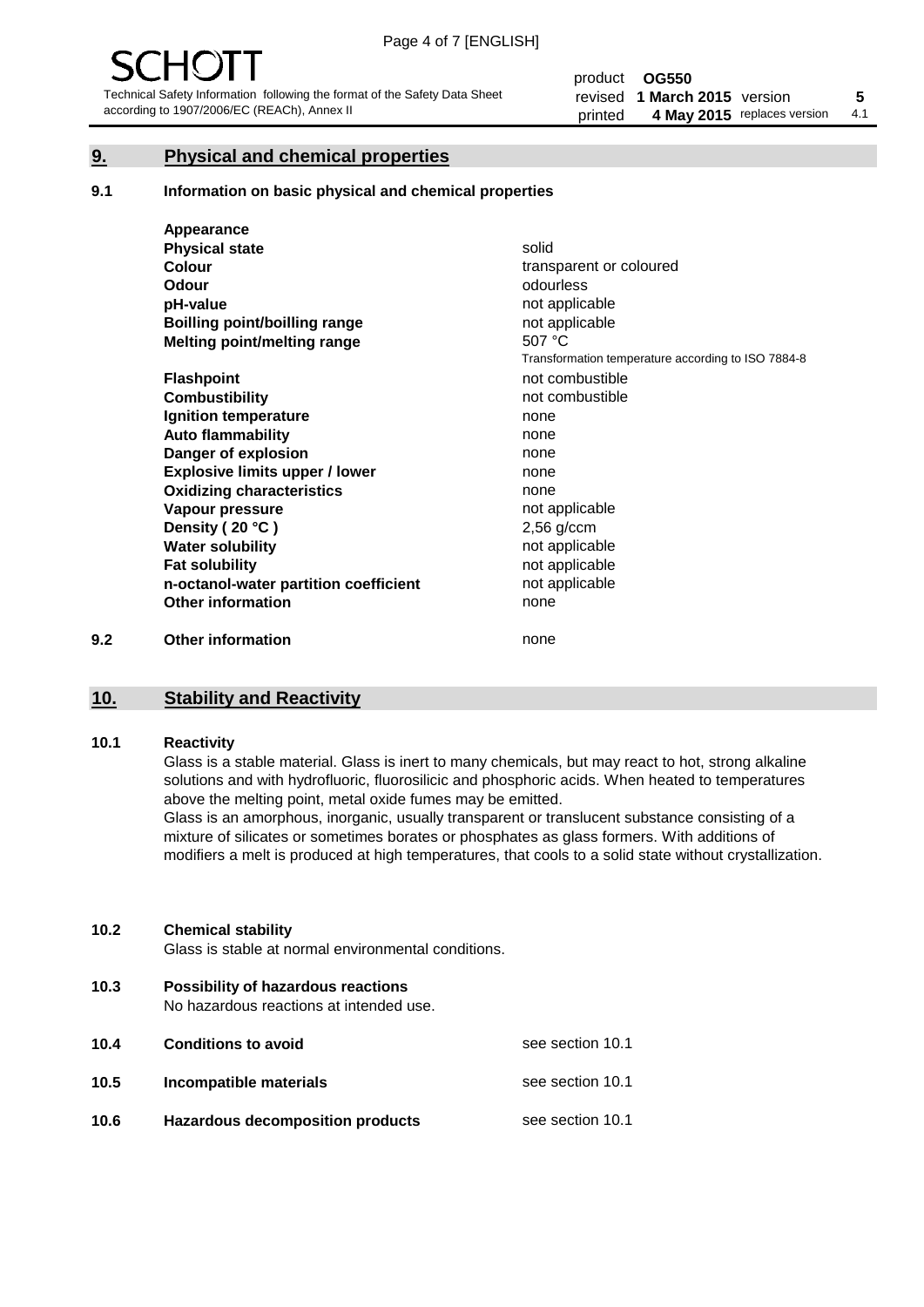## 9. Physical and chemical properties

### 9.1 Information on basic physical and chemical properties

| | |
|---|---|
| **Appearance** | |
| **Physical state** | solid |
| **Colour** | transparent or coloured |
| **Odour** | odourless |
| **pH-value** | not applicable |
| **Boilling point/boilling range** | not applicable |
| **Melting point/melting range** | 507 °C<br>Transformation temperature according to ISO 7884-8 |
| **Flashpoint** | not combustible |
| **Combustibility** | not combustible |
| **Ignition temperature** | none |
| **Auto flammability** | none |
| **Danger of explosion** | none |
| **Explosive limits upper / lower** | none |
| **Oxidizing characteristics** | none |
| **Vapour pressure** | not applicable |
| **Density ( 20 °C )** | 2,56 g/ccm |
| **Water solubility** | not applicable |
| **Fat solubility** | not applicable |
| **n-octanol-water partition coefficient** | not applicable |
| **Other information** | none |

### 9.2 Other information

none

## 10. Stability and Reactivity

### 10.1 Reactivity

Glass is a stable material. Glass is inert to many chemicals, but may react to hot, strong alkaline solutions and with hydrofluoric, fluorosilicic and phosphoric acids. When heated to temperatures above the melting point, metal oxide fumes may be emitted.

Glass is an amorphous, inorganic, usually transparent or translucent substance consisting of a mixture of silicates or sometimes borates or phosphates as glass formers. With additions of modifiers a melt is produced at high temperatures, that cools to a solid state without crystallization.

### 10.2 Chemical stability

Glass is stable at normal environmental conditions.

### 10.3 Possibility of hazardous reactions

No hazardous reactions at intended use.

### 10.4 Conditions to avoid

see section 10.1

### 10.5 Incompatible materials

see section 10.1

### 10.6 Hazardous decomposition products

see section 10.1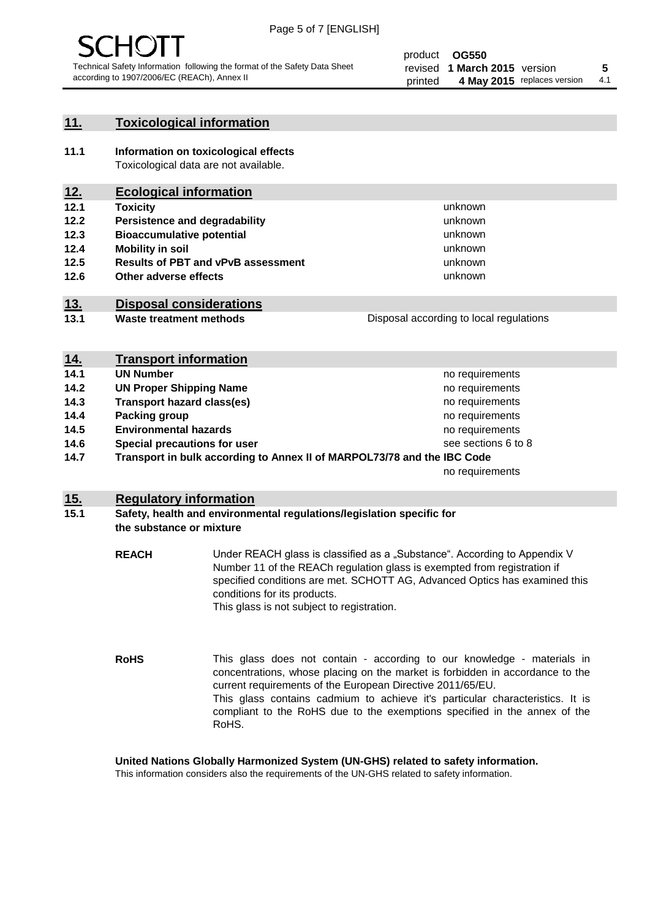## 11. Toxicological information

**11.1 Information on toxicological effects**

Toxicological data are not available.

## 12. Ecological information

| | | |
|---|---|---|
| **12.1** | **Toxicity** | unknown |
| **12.2** | **Persistence and degradability** | unknown |
| **12.3** | **Bioaccumulative potential** | unknown |
| **12.4** | **Mobility in soil** | unknown |
| **12.5** | **Results of PBT and vPvB assessment** | unknown |
| **12.6** | **Other adverse effects** | unknown |

## 13. Disposal considerations

| | | |
|---|---|---|
| **13.1** | **Waste treatment methods** | Disposal according to local regulations |

## 14. Transport information

| | | |
|---|---|---|
| **14.1** | **UN Number** | no requirements |
| **14.2** | **UN Proper Shipping Name** | no requirements |
| **14.3** | **Transport hazard class(es)** | no requirements |
| **14.4** | **Packing group** | no requirements |
| **14.5** | **Environmental hazards** | no requirements |
| **14.6** | **Special precautions for user** | see sections 6 to 8 |
| **14.7** | **Transport in bulk according to Annex II of MARPOL73/78 and the IBC Code** | no requirements |

## 15. Regulatory information

**15.1 Safety, health and environmental regulations/legislation specific for the substance or mixture**

**REACH**

Under REACH glass is classified as a „Substance". According to Appendix V Number 11 of the REACh regulation glass is exempted from registration if specified conditions are met. SCHOTT AG, Advanced Optics has examined this conditions for its products.
This glass is not subject to registration.

**RoHS**

This glass does not contain - according to our knowledge - materials in concentrations, whose placing on the market is forbidden in accordance to the current requirements of the European Directive 2011/65/EU.
This glass contains cadmium to achieve it's particular characteristics. It is compliant to the RoHS due to the exemptions specified in the annex of the RoHS.

**United Nations Globally Harmonized System (UN-GHS) related to safety information.**

This information considers also the requirements of the UN-GHS related to safety information.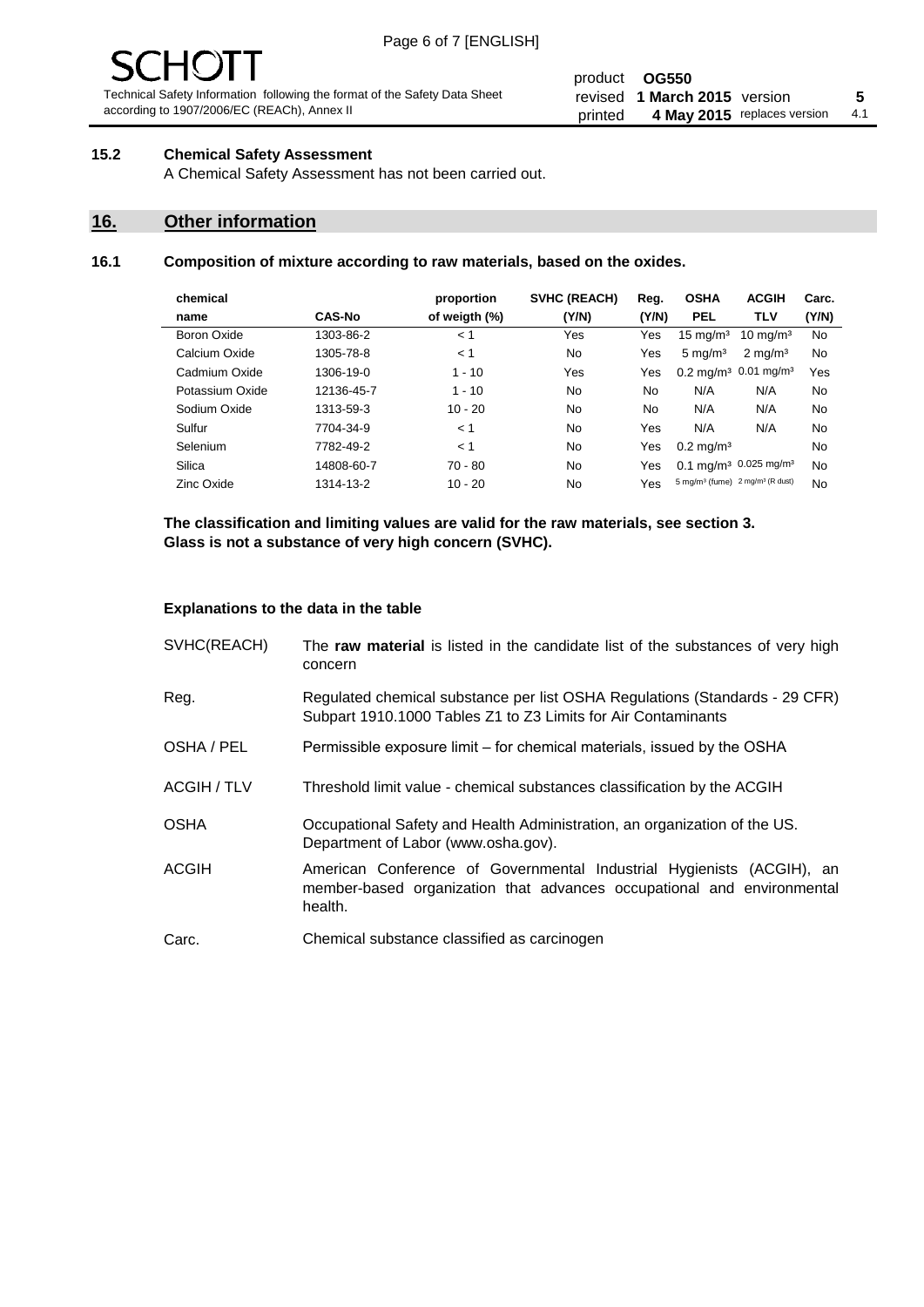### 15.2 Chemical Safety Assessment

A Chemical Safety Assessment has not been carried out.

## 16. Other information

### 16.1 Composition of mixture according to raw materials, based on the oxides.

| chemical name | CAS-No | proportion of weigth (%) | SVHC (REACH) (Y/N) | Reg. (Y/N) | OSHA PEL | ACGIH TLV | Carc. (Y/N) |
|---|---|---|---|---|---|---|---|
| Boron Oxide | 1303-86-2 | < 1 | Yes | Yes | 15 mg/m³ | 10 mg/m³ | No |
| Calcium Oxide | 1305-78-8 | < 1 | No | Yes | 5 mg/m³ | 2 mg/m³ | No |
| Cadmium Oxide | 1306-19-0 | 1 - 10 | Yes | Yes | 0.2 mg/m³ | 0.01 mg/m³ | Yes |
| Potassium Oxide | 12136-45-7 | 1 - 10 | No | No | N/A | N/A | No |
| Sodium Oxide | 1313-59-3 | 10 - 20 | No | No | N/A | N/A | No |
| Sulfur | 7704-34-9 | < 1 | No | Yes | N/A | N/A | No |
| Selenium | 7782-49-2 | < 1 | No | Yes | 0.2 mg/m³ | | No |
| Silica | 14808-60-7 | 70 - 80 | No | Yes | 0.1 mg/m³ | 0.025 mg/m³ | No |
| Zinc Oxide | 1314-13-2 | 10 - 20 | No | Yes | 5 mg/m³ (fume) | 2 mg/m³ (R dust) | No |

**The classification and limiting values are valid for the raw materials, see section 3.**
**Glass is not a substance of very high concern (SVHC).**

**Explanations to the data in the table**

SVHC(REACH) — The **raw material** is listed in the candidate list of the substances of very high concern

Reg. — Regulated chemical substance per list OSHA Regulations (Standards - 29 CFR) Subpart 1910.1000 Tables Z1 to Z3 Limits for Air Contaminants

OSHA / PEL — Permissible exposure limit – for chemical materials, issued by the OSHA

ACGIH / TLV — Threshold limit value - chemical substances classification by the ACGIH

OSHA — Occupational Safety and Health Administration, an organization of the US. Department of Labor (www.osha.gov).

ACGIH — American Conference of Governmental Industrial Hygienists (ACGIH), an member-based organization that advances occupational and environmental health.

Carc. — Chemical substance classified as carcinogen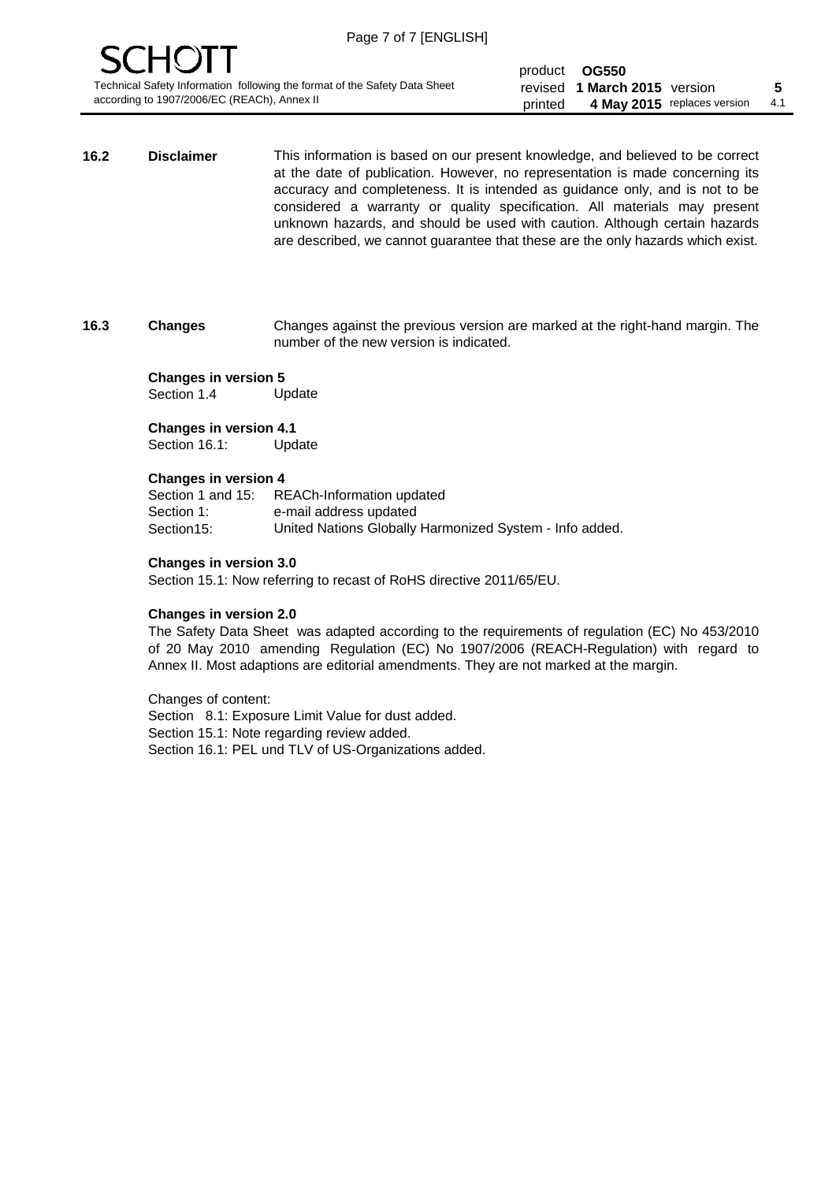**16.2 Disclaimer**

This information is based on our present knowledge, and believed to be correct at the date of publication. However, no representation is made concerning its accuracy and completeness. It is intended as guidance only, and is not to be considered a warranty or quality specification. All materials may present unknown hazards, and should be used with caution. Although certain hazards are described, we cannot guarantee that these are the only hazards which exist.

**16.3 Changes**

Changes against the previous version are marked at the right-hand margin. The number of the new version is indicated.

**Changes in version 5**

Section 1.4 Update

**Changes in version 4.1**

Section 16.1: Update

**Changes in version 4**

| | |
|---|---|
| Section 1 and 15: | REACh-Information updated |
| Section 1: | e-mail address updated |
| Section15: | United Nations Globally Harmonized System - Info added. |

**Changes in version 3.0**

Section 15.1: Now referring to recast of RoHS directive 2011/65/EU.

**Changes in version 2.0**

The Safety Data Sheet was adapted according to the requirements of regulation (EC) No 453/2010 of 20 May 2010 amending Regulation (EC) No 1907/2006 (REACH-Regulation) with regard to Annex II. Most adaptions are editorial amendments. They are not marked at the margin.

Changes of content:
Section 8.1: Exposure Limit Value for dust added.
Section 15.1: Note regarding review added.
Section 16.1: PEL und TLV of US-Organizations added.